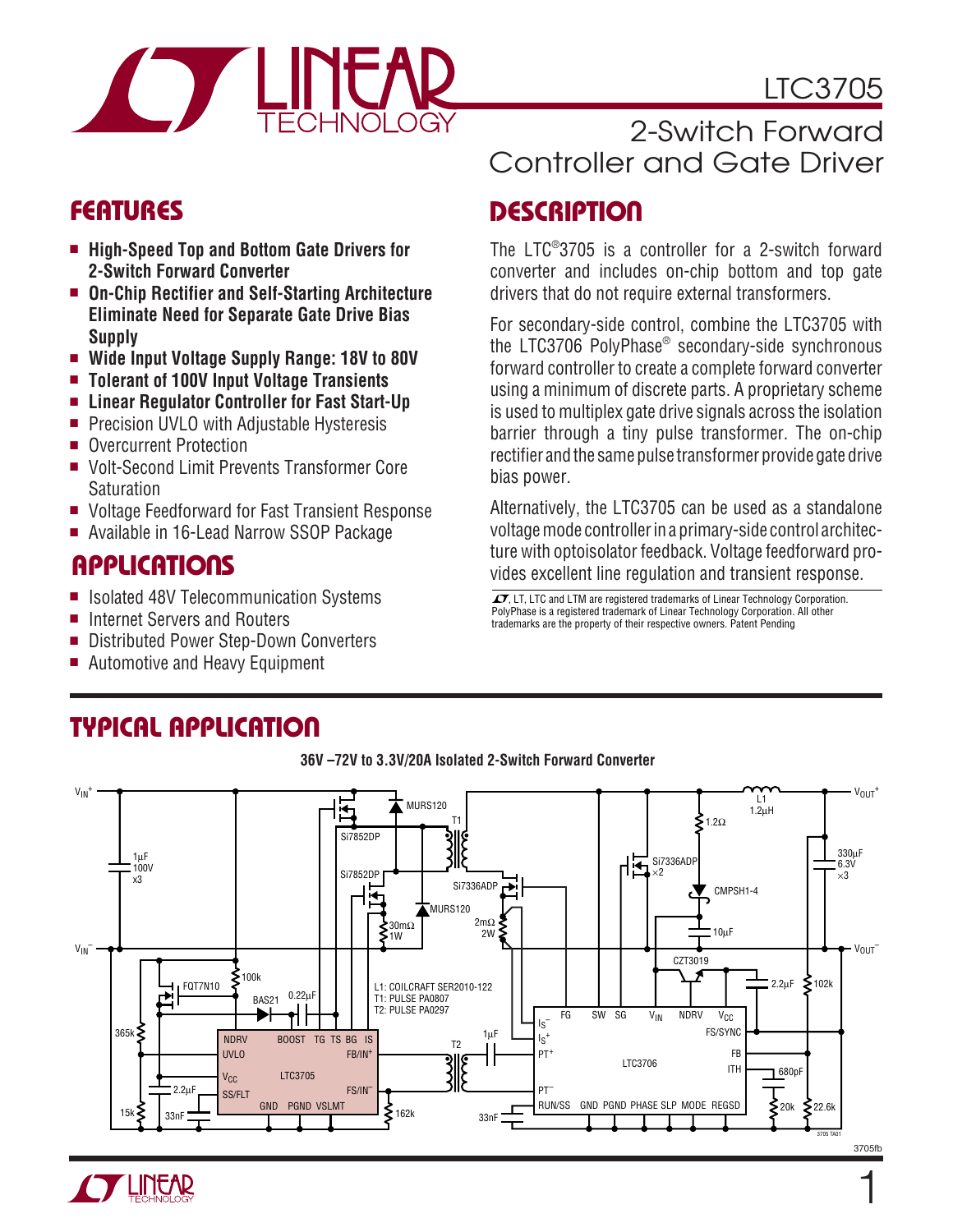# LTC3705

## 2-Switch Forward Controller and Gate Driver

## FEATURES

- **High-Speed Top and Bottom Gate Drivers for 2-Switch Forward Converter**
- **On-Chip Rectifier and Self-Starting Architecture Eliminate Need for Separate Gate Drive Bias Supply**
- **Wide Input Voltage Supply Range: 18V to 80V**
- **Tolerant of 100V Input Voltage Transients**
- **Linear Regulator Controller for Fast Start-Up**
- Precision UVLO with Adjustable Hysteresis
- Overcurrent Protection
- Volt-Second Limit Prevents Transformer Core Saturation
- Voltage Feedforward for Fast Transient Response
- Available in 16-Lead Narrow SSOP Package

## APPLICATIONS

- Isolated 48V Telecommunication Systems
- Internet Servers and Routers
- Distributed Power Step-Down Converters
- Automotive and Heavy Equipment

## DESCRIPTION

The LTC®3705 is a controller for a 2-switch forward converter and includes on-chip bottom and top gate drivers that do not require external transformers.

For secondary-side control, combine the LTC3705 with the LTC3706 PolyPhase® secondary-side synchronous forward controller to create a complete forward converter using a minimum of discrete parts. A proprietary scheme is used to multiplex gate drive signals across the isolation barrier through a tiny pulse transformer. The on-chip rectifier and the same pulse transformer provide gate drive bias power.

Alternatively, the LTC3705 can be used as a standalone voltage mode controller in a primary-side control architecture with optoisolator feedback. Voltage feedforward provides excellent line regulation and transient response.

LT, LTC and LTM are registered trademarks of Linear Technology Corporation. PolyPhase is a registered trademark of Linear Technology Corporation. All other trademarks are the property of their respective owners. Patent Pending

## TYPICAL APPLICATION

**36V –72V to 3.3V/20A Isolated 2-Switch Forward Converter**

L1: COILCRAFT SER2010-122
T1: PULSE PA0807
T2: PULSE PA0297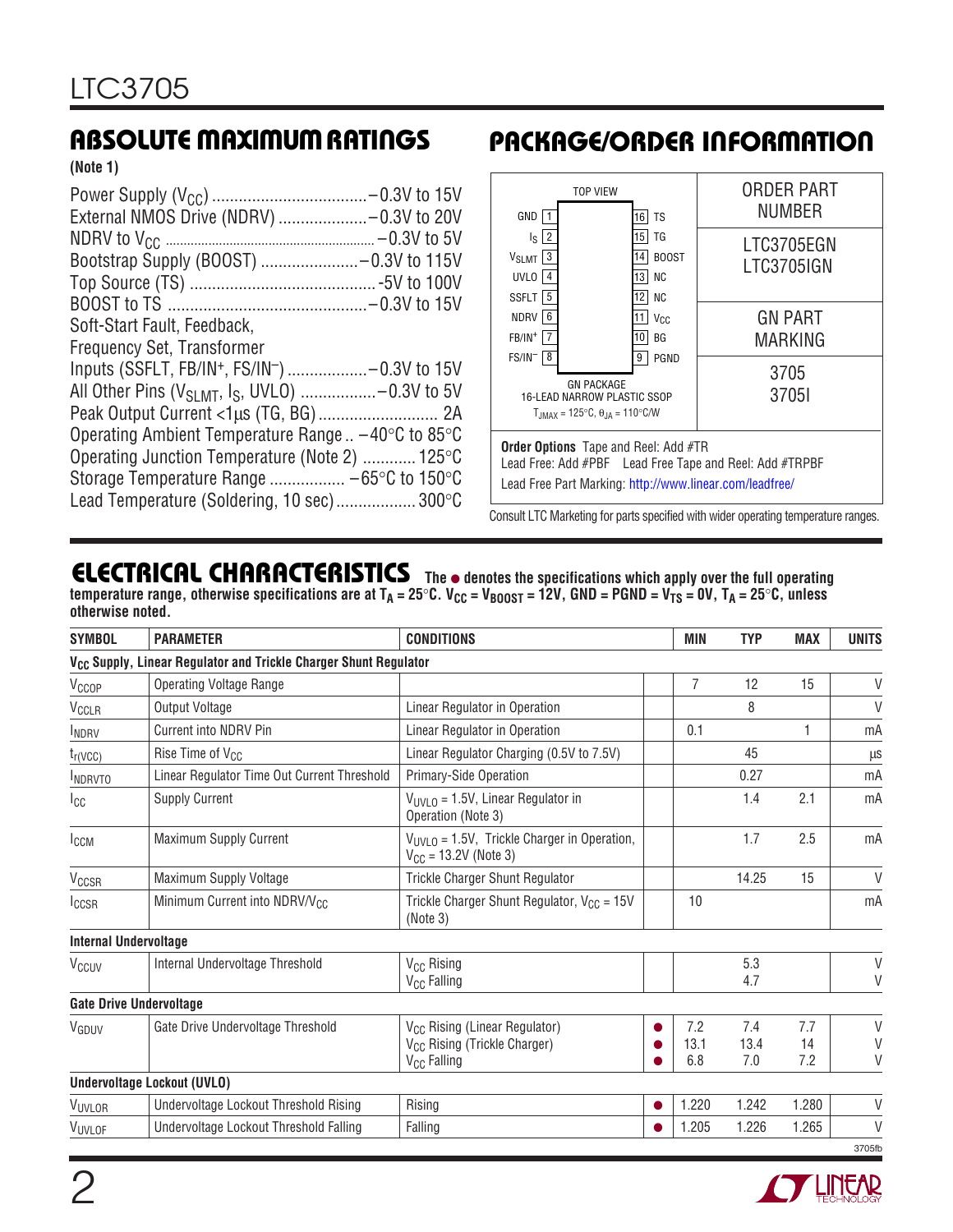## ABSOLUTE MAXIMUM RATINGS

**(Note 1)**

Power Supply ($V_{CC}$) .................................. –0.3V to 15V
External NMOS Drive (NDRV) ................... –0.3V to 20V
NDRV to $V_{CC}$ ........................................................ –0.3V to 5V
Bootstrap Supply (BOOST) ..................... –0.3V to 115V
Top Source (TS) .......................................... -5V to 100V
BOOST to TS ............................................. –0.3V to 15V
Soft-Start Fault, Feedback,
Frequency Set, Transformer
Inputs (SSFLT, FB/IN⁺, FS/IN⁻) .................. –0.3V to 15V
All Other Pins ($V_{SLMT}$, $I_S$, UVLO) ................. –0.3V to 5V
Peak Output Current <1µs (TG, BG) ........................... 2A
Operating Ambient Temperature Range .. –40°C to 85°C
Operating Junction Temperature (Note 2) ........... 125°C
Storage Temperature Range ................. –65°C to 150°C
Lead Temperature (Soldering, 10 sec) ................. 300°C

## PACKAGE/ORDER INFORMATION

| TOP VIEW | | | |
|---|---|---|---|
| GND | 1 | 16 | TS |
| $I_S$ | 2 | 15 | TG |
| $V_{SLMT}$ | 3 | 14 | BOOST |
| UVLO | 4 | 13 | NC |
| SSFLT | 5 | 12 | NC |
| NDRV | 6 | 11 | $V_{CC}$ |
| FB/IN⁺ | 7 | 10 | BG |
| FS/IN⁻ | 8 | 9 | PGND |

GN PACKAGE
16-LEAD NARROW PLASTIC SSOP
$T_{JMAX}$ = 125°C, $\theta_{JA}$ = 110°C/W

| ORDER PART NUMBER | GN PART MARKING |
|---|---|
| LTC3705EGN | 3705 |
| LTC3705IGN | 3705I |

**Order Options** Tape and Reel: Add #TR
Lead Free: Add #PBF Lead Free Tape and Reel: Add #TRPBF
Lead Free Part Marking: http://www.linear.com/leadfree/

Consult LTC Marketing for parts specified with wider operating temperature ranges.

## ELECTRICAL CHARACTERISTICS

**The ● denotes the specifications which apply over the full operating temperature range, otherwise specifications are at $T_A$ = 25°C. $V_{CC}$ = $V_{BOOST}$ = 12V, GND = PGND = $V_{TS}$ = 0V, $T_A$ = 25°C, unless otherwise noted.**

| SYMBOL | PARAMETER | CONDITIONS | | MIN | TYP | MAX | UNITS |
|---|---|---|---|---|---|---|---|
| **$V_{CC}$ Supply, Linear Regulator and Trickle Charger Shunt Regulator** | | | | | | | |
| $V_{CCOP}$ | Operating Voltage Range | | | 7 | 12 | 15 | V |
| $V_{CCLR}$ | Output Voltage | Linear Regulator in Operation | | | 8 | | V |
| $I_{NDRV}$ | Current into NDRV Pin | Linear Regulator in Operation | | 0.1 | | 1 | mA |
| $t_{r(VCC)}$ | Rise Time of $V_{CC}$ | Linear Regulator Charging (0.5V to 7.5V) | | | 45 | | µs |
| $I_{NDRVTO}$ | Linear Regulator Time Out Current Threshold | Primary-Side Operation | | | 0.27 | | mA |
| $I_{CC}$ | Supply Current | $V_{UVLO}$ = 1.5V, Linear Regulator in Operation (Note 3) | | | 1.4 | 2.1 | mA |
| $I_{CCM}$ | Maximum Supply Current | $V_{UVLO}$ = 1.5V, Trickle Charger in Operation, $V_{CC}$ = 13.2V (Note 3) | | | 1.7 | 2.5 | mA |
| $V_{CCSR}$ | Maximum Supply Voltage | Trickle Charger Shunt Regulator | | | 14.25 | 15 | V |
| $I_{CCSR}$ | Minimum Current into NDRV/$V_{CC}$ | Trickle Charger Shunt Regulator, $V_{CC}$ = 15V (Note 3) | | 10 | | | mA |
| **Internal Undervoltage** | | | | | | | |
| $V_{CCUV}$ | Internal Undervoltage Threshold | $V_{CC}$ Rising<br>$V_{CC}$ Falling | | | 5.3<br>4.7 | | V<br>V |
| **Gate Drive Undervoltage** | | | | | | | |
| $V_{GDUV}$ | Gate Drive Undervoltage Threshold | $V_{CC}$ Rising (Linear Regulator)<br>$V_{CC}$ Rising (Trickle Charger)<br>$V_{CC}$ Falling | ●<br>●<br>● | 7.2<br>13.1<br>6.8 | 7.4<br>13.4<br>7.0 | 7.7<br>14<br>7.2 | V<br>V<br>V |
| **Undervoltage Lockout (UVLO)** | | | | | | | |
| $V_{UVLOR}$ | Undervoltage Lockout Threshold Rising | Rising | ● | 1.220 | 1.242 | 1.280 | V |
| $V_{UVLOF}$ | Undervoltage Lockout Threshold Falling | Falling | ● | 1.205 | 1.226 | 1.265 | V |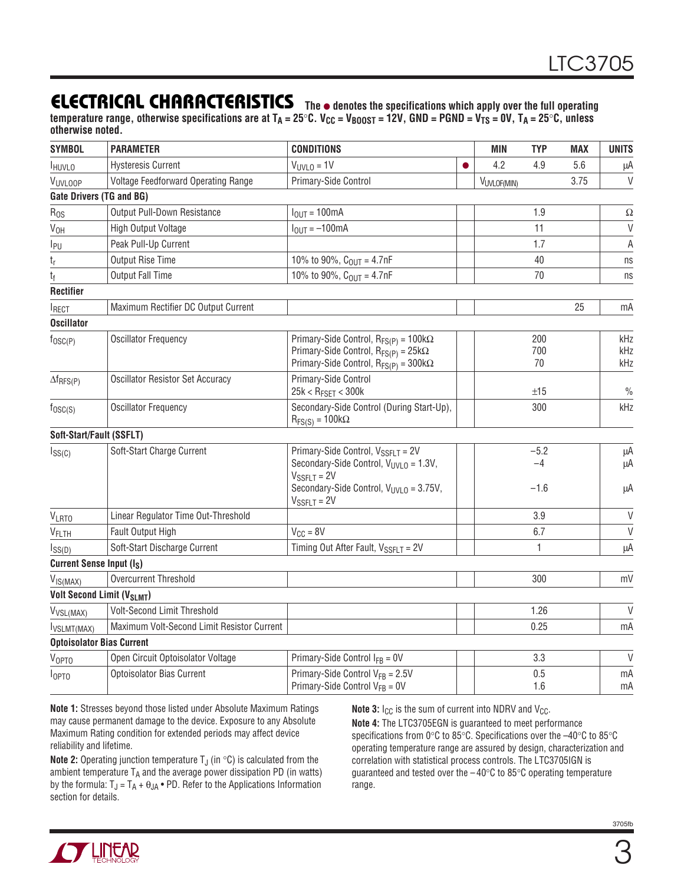## ELECTRICAL CHARACTERISTICS

**The ● denotes the specifications which apply over the full operating temperature range, otherwise specifications are at $T_A = 25°C$. $V_{CC} = V_{BOOST} = 12V$, GND = PGND = $V_{TS}$ = 0V, $T_A = 25°C$, unless otherwise noted.**

| SYMBOL | PARAMETER | CONDITIONS | | MIN | TYP | MAX | UNITS |
|---|---|---|---|---|---|---|---|
| $I_{HUVLO}$ | Hysteresis Current | $V_{UVLO}$ = 1V | ● | 4.2 | 4.9 | 5.6 | µA |
| $V_{UVLOOP}$ | Voltage Feedforward Operating Range | Primary-Side Control | | $V_{UVLOF(MIN)}$ | | 3.75 | V |
| **Gate Drivers (TG and BG)** | | | | | | | |
| $R_{OS}$ | Output Pull-Down Resistance | $I_{OUT}$ = 100mA | | | 1.9 | | Ω |
| $V_{OH}$ | High Output Voltage | $I_{OUT}$ = –100mA | | | 11 | | V |
| $I_{PU}$ | Peak Pull-Up Current | | | | 1.7 | | A |
| $t_r$ | Output Rise Time | 10% to 90%, $C_{OUT}$ = 4.7nF | | | 40 | | ns |
| $t_f$ | Output Fall Time | 10% to 90%, $C_{OUT}$ = 4.7nF | | | 70 | | ns |
| **Rectifier** | | | | | | | |
| $I_{RECT}$ | Maximum Rectifier DC Output Current | | | | | 25 | mA |
| **Oscillator** | | | | | | | |
| $f_{OSC(P)}$ | Oscillator Frequency | Primary-Side Control, $R_{FS(P)}$ = 100kΩ<br>Primary-Side Control, $R_{FS(P)}$ = 25kΩ<br>Primary-Side Control, $R_{FS(P)}$ = 300kΩ | | | 200<br>700<br>70 | | kHz<br>kHz<br>kHz |
| $\Delta f_{RFS(P)}$ | Oscillator Resistor Set Accuracy | Primary-Side Control<br>25k < $R_{FSET}$ < 300k | | | ±15 | | % |
| $f_{OSC(S)}$ | Oscillator Frequency | Secondary-Side Control (During Start-Up), $R_{FS(S)}$ = 100kΩ | | | 300 | | kHz |
| **Soft-Start/Fault (SSFLT)** | | | | | | | |
| $I_{SS(C)}$ | Soft-Start Charge Current | Primary-Side Control, $V_{SSFLT}$ = 2V<br>Secondary-Side Control, $V_{UVLO}$ = 1.3V, $V_{SSFLT}$ = 2V<br>Secondary-Side Control, $V_{UVLO}$ = 3.75V, $V_{SSFLT}$ = 2V | | | –5.2<br>–4<br>–1.6 | | µA<br>µA<br>µA |
| $V_{LRTO}$ | Linear Regulator Time Out-Threshold | | | | 3.9 | | V |
| $V_{FLTH}$ | Fault Output High | $V_{CC}$ = 8V | | | 6.7 | | V |
| $I_{SS(D)}$ | Soft-Start Discharge Current | Timing Out After Fault, $V_{SSFLT}$ = 2V | | | 1 | | µA |
| **Current Sense Input ($I_S$)** | | | | | | | |
| $V_{IS(MAX)}$ | Overcurrent Threshold | | | | 300 | | mV |
| **Volt Second Limit ($V_{SLMT}$)** | | | | | | | |
| $V_{VSL(MAX)}$ | Volt-Second Limit Threshold | | | | 1.26 | | V |
| $I_{VSLMT(MAX)}$ | Maximum Volt-Second Limit Resistor Current | | | | 0.25 | | mA |
| **Optoisolator Bias Current** | | | | | | | |
| $V_{OPTO}$ | Open Circuit Optoisolator Voltage | Primary-Side Control $I_{FB}$ = 0V | | | 3.3 | | V |
| $I_{OPTO}$ | Optoisolator Bias Current | Primary-Side Control $V_{FB}$ = 2.5V<br>Primary-Side Control $V_{FB}$ = 0V | | | 0.5<br>1.6 | | mA<br>mA |

**Note 1:** Stresses beyond those listed under Absolute Maximum Ratings may cause permanent damage to the device. Exposure to any Absolute Maximum Rating condition for extended periods may affect device reliability and lifetime.

**Note 2:** Operating junction temperature $T_J$ (in °C) is calculated from the ambient temperature $T_A$ and the average power dissipation PD (in watts) by the formula: $T_J = T_A + \theta_{JA} \bullet PD$. Refer to the Applications Information section for details.

**Note 3:** $I_{CC}$ is the sum of current into NDRV and $V_{CC}$.

**Note 4:** The LTC3705EGN is guaranteed to meet performance specifications from 0°C to 85°C. Specifications over the –40°C to 85°C operating temperature range are assured by design, characterization and correlation with statistical process controls. The LTC3705IGN is guaranteed and tested over the –40°C to 85°C operating temperature range.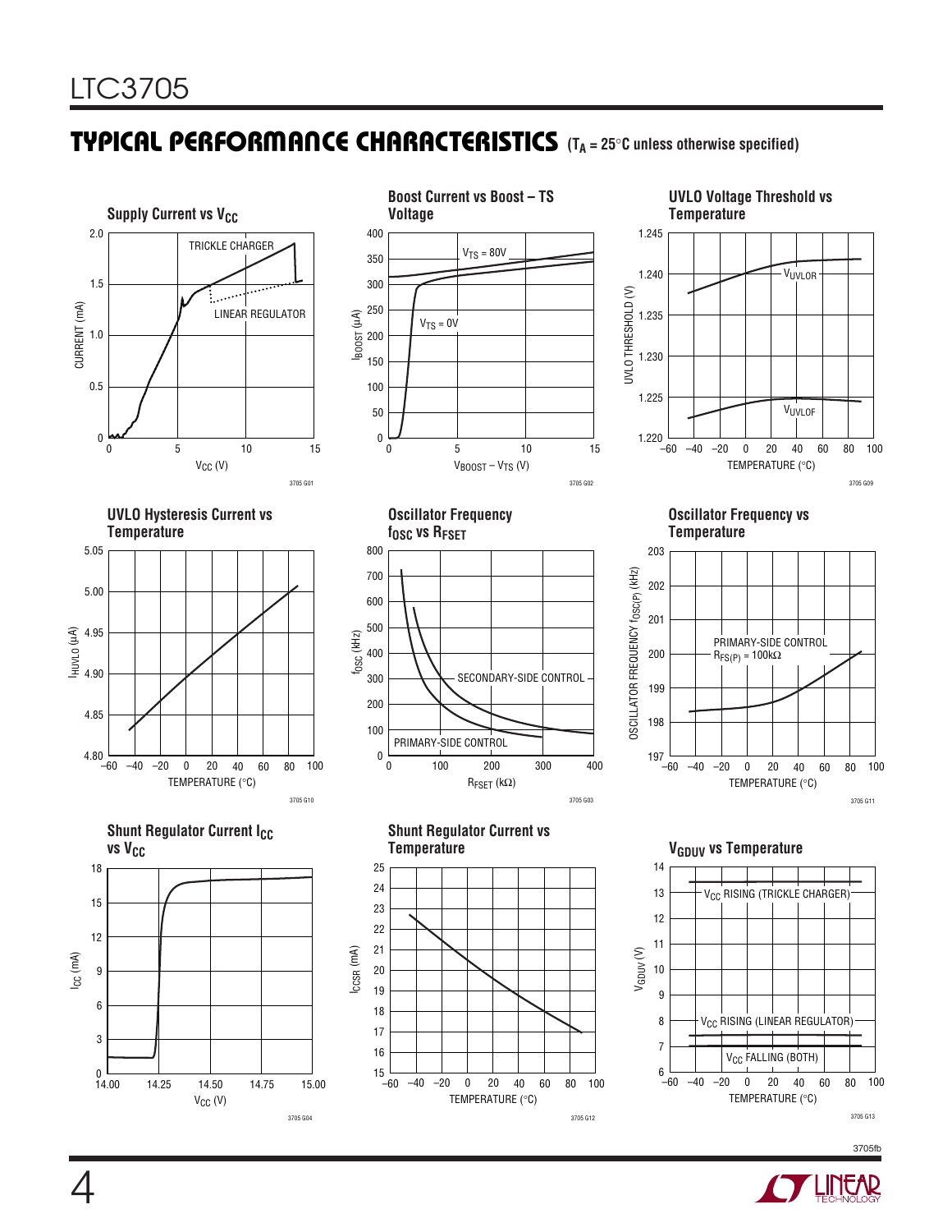## TYPICAL PERFORMANCE CHARACTERISTICS ($T_A$ = 25°C unless otherwise specified)

**Supply Current vs $V_{CC}$**

TRICKLE CHARGER

LINEAR REGULATOR

CURRENT (mA)

$V_{CC}$ (V)

3705 G01

**Boost Current vs Boost – TS Voltage**

$V_{TS}$ = 80V

$V_{TS}$ = 0V

$I_{BOOST}$ (µA)

$V_{BOOST} – V_{TS}$ (V)

3705 G02

**UVLO Voltage Threshold vs Temperature**

$V_{UVLOR}$

$V_{UVLOF}$

UVLO THRESHOLD (V)

TEMPERATURE (°C)

3705 G09

**UVLO Hysteresis Current vs Temperature**

$I_{HUVLO}$ (µA)

TEMPERATURE (°C)

3705 G10

**Oscillator Frequency $f_{OSC}$ vs $R_{FSET}$**

SECONDARY-SIDE CONTROL

PRIMARY-SIDE CONTROL

$f_{OSC}$ (kHz)

$R_{FSET}$ (kΩ)

3705 G03

**Oscillator Frequency vs Temperature**

PRIMARY-SIDE CONTROL
$R_{FS(P)}$ = 100kΩ

OSCILLATOR FREQUENCY $f_{OSC(P)}$ (kHz)

TEMPERATURE (°C)

3705 G11

**Shunt Regulator Current $I_{CC}$ vs $V_{CC}$**

$I_{CC}$ (mA)

$V_{CC}$ (V)

3705 G04

**Shunt Regulator Current vs Temperature**

$I_{CCSR}$ (mA)

TEMPERATURE (°C)

3705 G12

**$V_{GDUV}$ vs Temperature**

$V_{CC}$ RISING (TRICKLE CHARGER)

$V_{CC}$ RISING (LINEAR REGULATOR)

$V_{CC}$ FALLING (BOTH)

$V_{GDUV}$ (V)

TEMPERATURE (°C)

3705 G13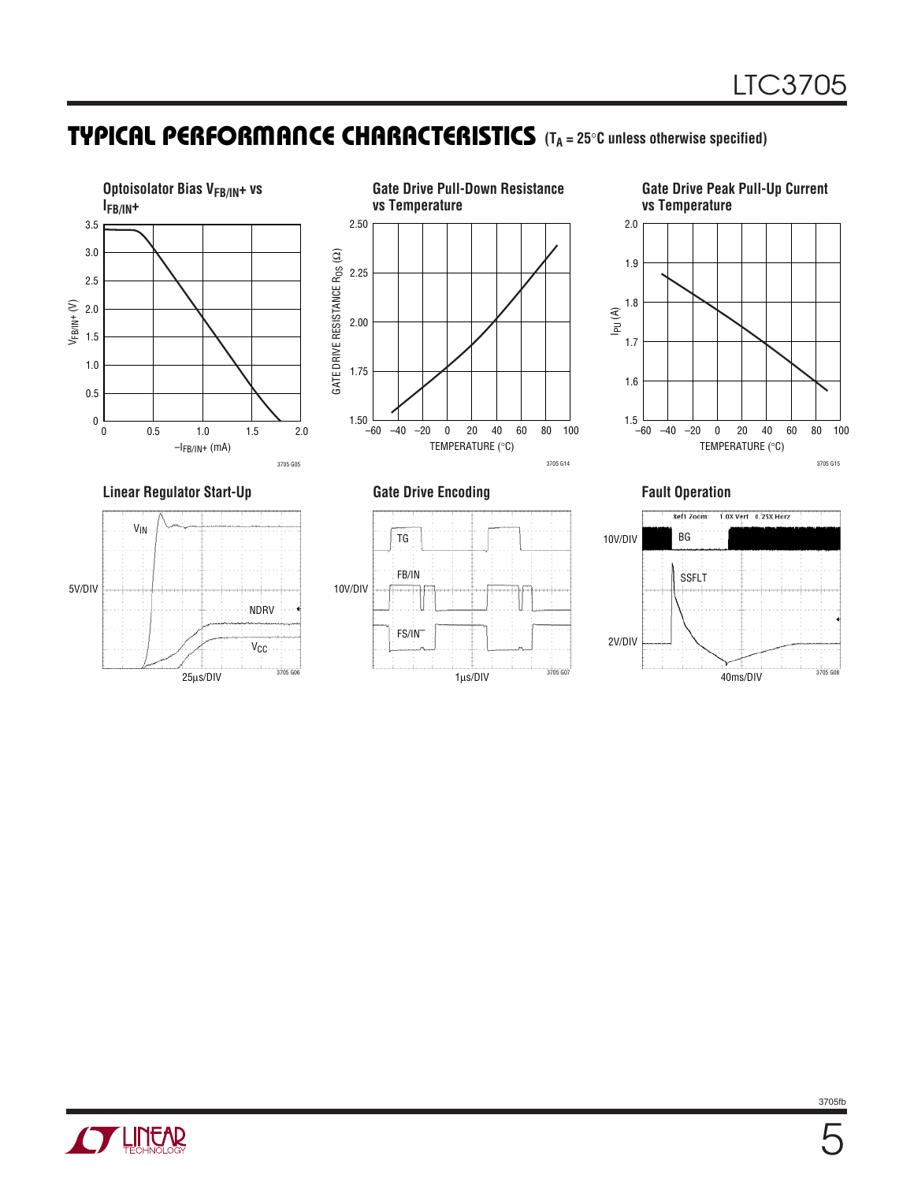## TYPICAL PERFORMANCE CHARACTERISTICS ($T_A$ = 25°C unless otherwise specified)

**Optoisolator Bias $V_{FB/IN+}$ vs $I_{FB/IN+}$**

$V_{FB/IN+}$ (V) vs $-I_{FB/IN+}$ (mA)

3705 G05

**Gate Drive Pull-Down Resistance vs Temperature**

GATE DRIVE RESISTANCE $R_{DS}$ (Ω) vs TEMPERATURE (°C)

3705 G14

**Gate Drive Peak Pull-Up Current vs Temperature**

$I_{PU}$ (A) vs TEMPERATURE (°C)

3705 G15

**Linear Regulator Start-Up**

$V_{IN}$, NDRV, $V_{CC}$ — 5V/DIV, 25µs/DIV

3705 G06

**Gate Drive Encoding**

TG, FB/IN, FS/IN⁻ — 10V/DIV, 1µs/DIV

3705 G07

**Fault Operation**

BG — 10V/DIV; SSFLT — 2V/DIV; 40ms/DIV

3705 G08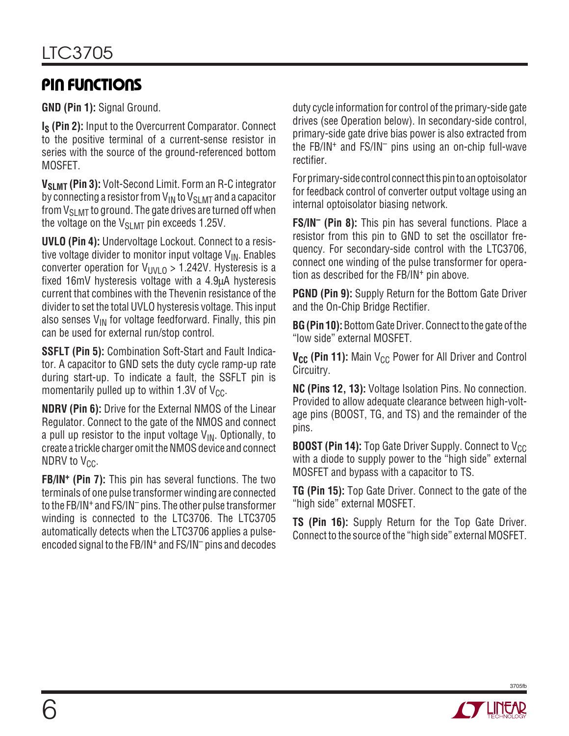## PIN FUNCTIONS

**GND (Pin 1):** Signal Ground.

**$I_S$ (Pin 2):** Input to the Overcurrent Comparator. Connect to the positive terminal of a current-sense resistor in series with the source of the ground-referenced bottom MOSFET.

**$V_{SLMT}$ (Pin 3):** Volt-Second Limit. Form an R-C integrator by connecting a resistor from $V_{IN}$ to $V_{SLMT}$ and a capacitor from $V_{SLMT}$ to ground. The gate drives are turned off when the voltage on the $V_{SLMT}$ pin exceeds 1.25V.

**UVLO (Pin 4):** Undervoltage Lockout. Connect to a resistive voltage divider to monitor input voltage $V_{IN}$. Enables converter operation for $V_{UVLO}$ > 1.242V. Hysteresis is a fixed 16mV hysteresis voltage with a 4.9µA hysteresis current that combines with the Thevenin resistance of the divider to set the total UVLO hysteresis voltage. This input also senses $V_{IN}$ for voltage feedforward. Finally, this pin can be used for external run/stop control.

**SSFLT (Pin 5):** Combination Soft-Start and Fault Indicator. A capacitor to GND sets the duty cycle ramp-up rate during start-up. To indicate a fault, the SSFLT pin is momentarily pulled up to within 1.3V of $V_{CC}$.

**NDRV (Pin 6):** Drive for the External NMOS of the Linear Regulator. Connect to the gate of the NMOS and connect a pull up resistor to the input voltage $V_{IN}$. Optionally, to create a trickle charger omit the NMOS device and connect NDRV to $V_{CC}$.

**FB/IN$^+$ (Pin 7):** This pin has several functions. The two terminals of one pulse transformer winding are connected to the FB/IN$^+$ and FS/IN$^-$ pins. The other pulse transformer winding is connected to the LTC3706. The LTC3705 automatically detects when the LTC3706 applies a pulse-encoded signal to the FB/IN$^+$ and FS/IN$^-$ pins and decodes duty cycle information for control of the primary-side gate drives (see Operation below). In secondary-side control, primary-side gate drive bias power is also extracted from the FB/IN$^+$ and FS/IN$^-$ pins using an on-chip full-wave rectifier.

For primary-side control connect this pin to an optoisolator for feedback control of converter output voltage using an internal optoisolator biasing network.

**FS/IN$^-$ (Pin 8):** This pin has several functions. Place a resistor from this pin to GND to set the oscillator frequency. For secondary-side control with the LTC3706, connect one winding of the pulse transformer for operation as described for the FB/IN$^+$ pin above.

**PGND (Pin 9):** Supply Return for the Bottom Gate Driver and the On-Chip Bridge Rectifier.

**BG (Pin 10):** Bottom Gate Driver. Connect to the gate of the "low side" external MOSFET.

**$V_{CC}$ (Pin 11):** Main $V_{CC}$ Power for All Driver and Control Circuitry.

**NC (Pins 12, 13):** Voltage Isolation Pins. No connection. Provided to allow adequate clearance between high-voltage pins (BOOST, TG, and TS) and the remainder of the pins.

**BOOST (Pin 14):** Top Gate Driver Supply. Connect to $V_{CC}$ with a diode to supply power to the "high side" external MOSFET and bypass with a capacitor to TS.

**TG (Pin 15):** Top Gate Driver. Connect to the gate of the "high side" external MOSFET.

**TS (Pin 16):** Supply Return for the Top Gate Driver. Connect to the source of the "high side" external MOSFET.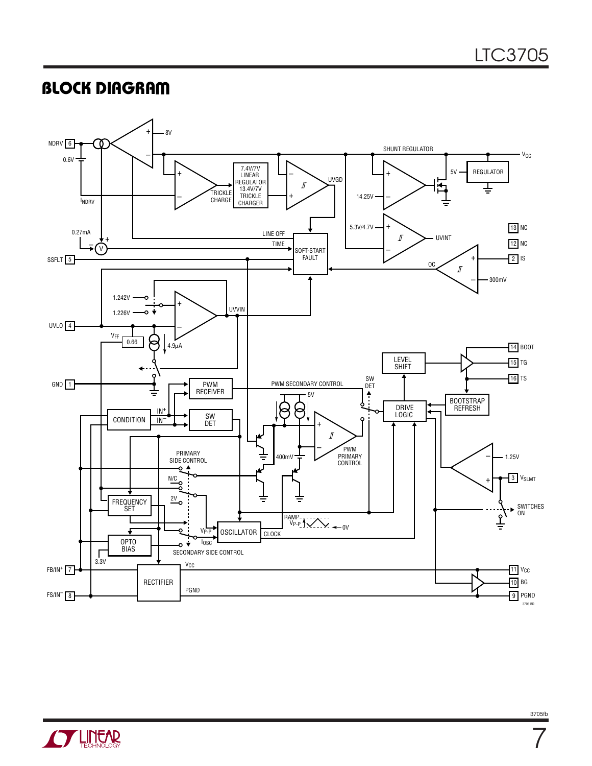## BLOCK DIAGRAM

NDRV 6, 0.6V, $I_{NDRV}$, 8V, 7.4V/7V LINEAR REGULATOR 13.4V/7V TRICKLE CHARGER, TRICKLE CHARGE, UVGD, SHUNT REGULATOR, $V_{CC}$, 5V, REGULATOR, 14.25V, 5.3V/4.7V, UVINT, 0.27mA, LINE OFF TIME, SOFT-START FAULT, SSFLT 5, OC, 300mV, 13 NC, 12 NC, 2 IS, 1.242V, 1.226V, UVVIN, UVLO 4, $V_{FF}$, 0.66, 4.9µA, 14 BOOT, 15 TG, 16 TS, LEVEL SHIFT, GND 1, PWM RECEIVER, PWM SECONDARY CONTROL, SW DET, BOOTSTRAP REFRESH, DRIVE LOGIC, 5V, CONDITION, $IN^+$, $IN^-$, SW DET, PWM PRIMARY CONTROL, 400mV, 1.25V, 3 $V_{SLMT}$, PRIMARY SIDE CONTROL, N/C, 2V, FREQUENCY SET, SWITCHES ON, RAMP, $V_{P-P}$, 0V, OSCILLATOR, CLOCK, $I_{OSC}$, OPTO BIAS, SECONDARY SIDE CONTROL, 3.3V, FB/$IN^+$ 7, RECTIFIER, $V_{CC}$, PGND, 11 $V_{CC}$, 10 BG, 9 PGND, FS/$IN^-$ 8

3705 BD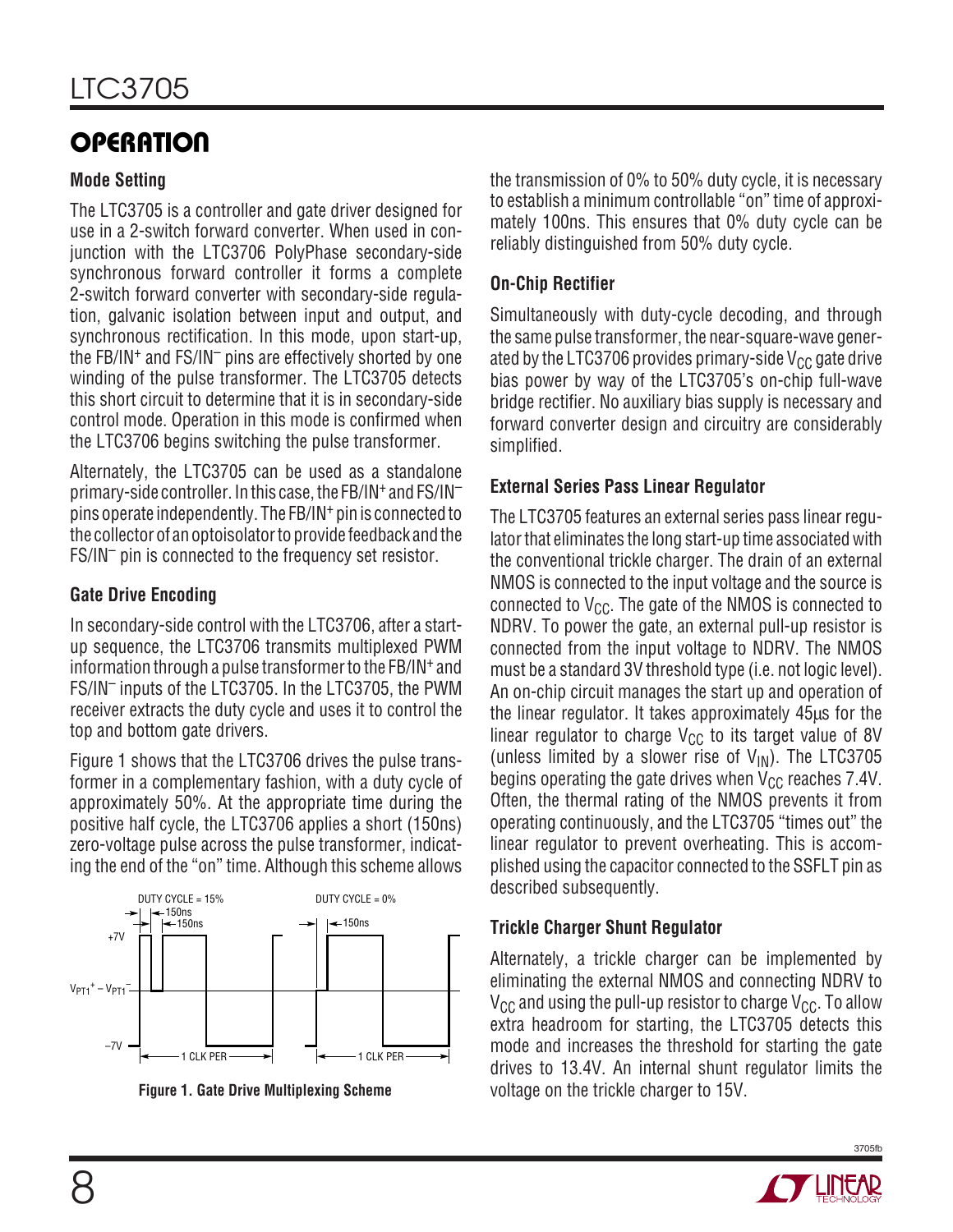## OPERATION

### Mode Setting

The LTC3705 is a controller and gate driver designed for use in a 2-switch forward converter. When used in conjunction with the LTC3706 PolyPhase secondary-side synchronous forward controller it forms a complete 2-switch forward converter with secondary-side regulation, galvanic isolation between input and output, and synchronous rectification. In this mode, upon start-up, the FB/IN$^+$ and FS/IN$^-$ pins are effectively shorted by one winding of the pulse transformer. The LTC3705 detects this short circuit to determine that it is in secondary-side control mode. Operation in this mode is confirmed when the LTC3706 begins switching the pulse transformer.

Alternately, the LTC3705 can be used as a standalone primary-side controller. In this case, the FB/IN$^+$ and FS/IN$^-$ pins operate independently. The FB/IN$^+$ pin is connected to the collector of an optoisolator to provide feedback and the FS/IN$^-$ pin is connected to the frequency set resistor.

### Gate Drive Encoding

In secondary-side control with the LTC3706, after a start-up sequence, the LTC3706 transmits multiplexed PWM information through a pulse transformer to the FB/IN$^+$ and FS/IN$^-$ inputs of the LTC3705. In the LTC3705, the PWM receiver extracts the duty cycle and uses it to control the top and bottom gate drivers.

Figure 1 shows that the LTC3706 drives the pulse transformer in a complementary fashion, with a duty cycle of approximately 50%. At the appropriate time during the positive half cycle, the LTC3706 applies a short (150ns) zero-voltage pulse across the pulse transformer, indicating the end of the "on" time. Although this scheme allows the transmission of 0% to 50% duty cycle, it is necessary to establish a minimum controllable "on" time of approximately 100ns. This ensures that 0% duty cycle can be reliably distinguished from 50% duty cycle.

DUTY CYCLE = 15% | DUTY CYCLE = 0% | 150ns | 150ns | 150ns | +7V | $V_{PT1}^+ - V_{PT1}^-$ | –7V | 1 CLK PER | 1 CLK PER

**Figure 1. Gate Drive Multiplexing Scheme**

### On-Chip Rectifier

Simultaneously with duty-cycle decoding, and through the same pulse transformer, the near-square-wave generated by the LTC3706 provides primary-side $V_{CC}$ gate drive bias power by way of the LTC3705's on-chip full-wave bridge rectifier. No auxiliary bias supply is necessary and forward converter design and circuitry are considerably simplified.

### External Series Pass Linear Regulator

The LTC3705 features an external series pass linear regulator that eliminates the long start-up time associated with the conventional trickle charger. The drain of an external NMOS is connected to the input voltage and the source is connected to $V_{CC}$. The gate of the NMOS is connected to NDRV. To power the gate, an external pull-up resistor is connected from the input voltage to NDRV. The NMOS must be a standard 3V threshold type (i.e. not logic level). An on-chip circuit manages the start up and operation of the linear regulator. It takes approximately 45µs for the linear regulator to charge $V_{CC}$ to its target value of 8V (unless limited by a slower rise of $V_{IN}$). The LTC3705 begins operating the gate drives when $V_{CC}$ reaches 7.4V. Often, the thermal rating of the NMOS prevents it from operating continuously, and the LTC3705 "times out" the linear regulator to prevent overheating. This is accomplished using the capacitor connected to the SSFLT pin as described subsequently.

### Trickle Charger Shunt Regulator

Alternately, a trickle charger can be implemented by eliminating the external NMOS and connecting NDRV to $V_{CC}$ and using the pull-up resistor to charge $V_{CC}$. To allow extra headroom for starting, the LTC3705 detects this mode and increases the threshold for starting the gate drives to 13.4V. An internal shunt regulator limits the voltage on the trickle charger to 15V.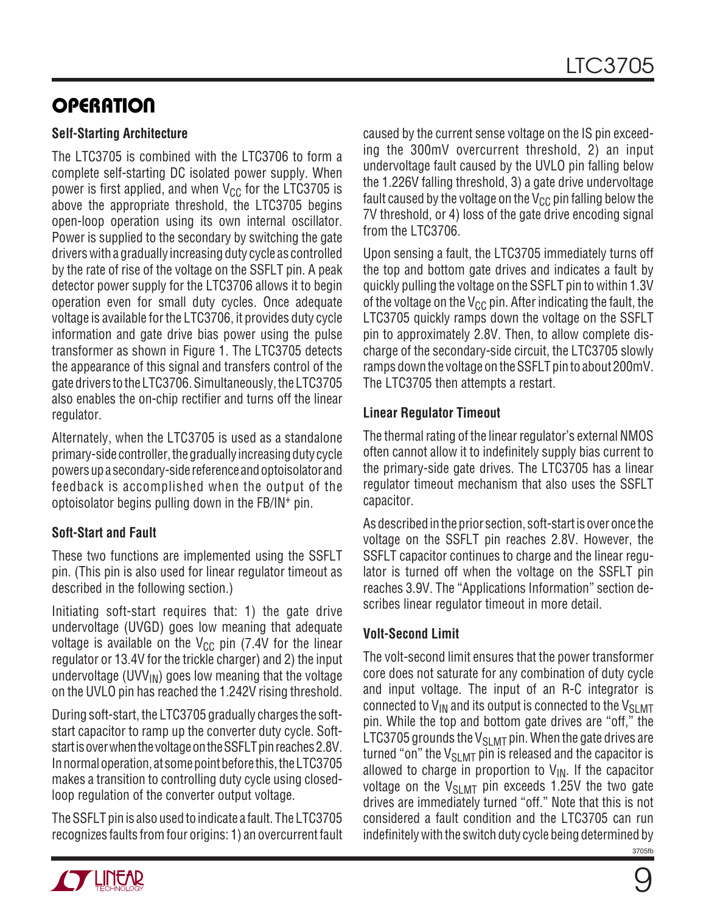## OPERATION

### Self-Starting Architecture

The LTC3705 is combined with the LTC3706 to form a complete self-starting DC isolated power supply. When power is first applied, and when $V_{CC}$ for the LTC3705 is above the appropriate threshold, the LTC3705 begins open-loop operation using its own internal oscillator. Power is supplied to the secondary by switching the gate drivers with a gradually increasing duty cycle as controlled by the rate of rise of the voltage on the SSFLT pin. A peak detector power supply for the LTC3706 allows it to begin operation even for small duty cycles. Once adequate voltage is available for the LTC3706, it provides duty cycle information and gate drive bias power using the pulse transformer as shown in Figure 1. The LTC3705 detects the appearance of this signal and transfers control of the gate drivers to the LTC3706. Simultaneously, the LTC3705 also enables the on-chip rectifier and turns off the linear regulator.

Alternately, when the LTC3705 is used as a standalone primary-side controller, the gradually increasing duty cycle powers up a secondary-side reference and optoisolator and feedback is accomplished when the output of the optoisolator begins pulling down in the FB/IN+ pin.

### Soft-Start and Fault

These two functions are implemented using the SSFLT pin. (This pin is also used for linear regulator timeout as described in the following section.)

Initiating soft-start requires that: 1) the gate drive undervoltage (UVGD) goes low meaning that adequate voltage is available on the $V_{CC}$ pin (7.4V for the linear regulator or 13.4V for the trickle charger) and 2) the input undervoltage ($UVV_{IN}$) goes low meaning that the voltage on the UVLO pin has reached the 1.242V rising threshold.

During soft-start, the LTC3705 gradually charges the soft-start capacitor to ramp up the converter duty cycle. Soft-start is over when the voltage on the SSFLT pin reaches 2.8V. In normal operation, at some point before this, the LTC3705 makes a transition to controlling duty cycle using closed-loop regulation of the converter output voltage.

The SSFLT pin is also used to indicate a fault. The LTC3705 recognizes faults from four origins: 1) an overcurrent fault caused by the current sense voltage on the IS pin exceeding the 300mV overcurrent threshold, 2) an input undervoltage fault caused by the UVLO pin falling below the 1.226V falling threshold, 3) a gate drive undervoltage fault caused by the voltage on the $V_{CC}$ pin falling below the 7V threshold, or 4) loss of the gate drive encoding signal from the LTC3706.

Upon sensing a fault, the LTC3705 immediately turns off the top and bottom gate drives and indicates a fault by quickly pulling the voltage on the SSFLT pin to within 1.3V of the voltage on the $V_{CC}$ pin. After indicating the fault, the LTC3705 quickly ramps down the voltage on the SSFLT pin to approximately 2.8V. Then, to allow complete discharge of the secondary-side circuit, the LTC3705 slowly ramps down the voltage on the SSFLT pin to about 200mV. The LTC3705 then attempts a restart.

### Linear Regulator Timeout

The thermal rating of the linear regulator's external NMOS often cannot allow it to indefinitely supply bias current to the primary-side gate drives. The LTC3705 has a linear regulator timeout mechanism that also uses the SSFLT capacitor.

As described in the prior section, soft-start is over once the voltage on the SSFLT pin reaches 2.8V. However, the SSFLT capacitor continues to charge and the linear regulator is turned off when the voltage on the SSFLT pin reaches 3.9V. The "Applications Information" section describes linear regulator timeout in more detail.

### Volt-Second Limit

The volt-second limit ensures that the power transformer core does not saturate for any combination of duty cycle and input voltage. The input of an R-C integrator is connected to $V_{IN}$ and its output is connected to the $V_{SLMT}$ pin. While the top and bottom gate drives are "off," the LTC3705 grounds the $V_{SLMT}$ pin. When the gate drives are turned "on" the $V_{SLMT}$ pin is released and the capacitor is allowed to charge in proportion to $V_{IN}$. If the capacitor voltage on the $V_{SLMT}$ pin exceeds 1.25V the two gate drives are immediately turned "off." Note that this is not considered a fault condition and the LTC3705 can run indefinitely with the switch duty cycle being determined by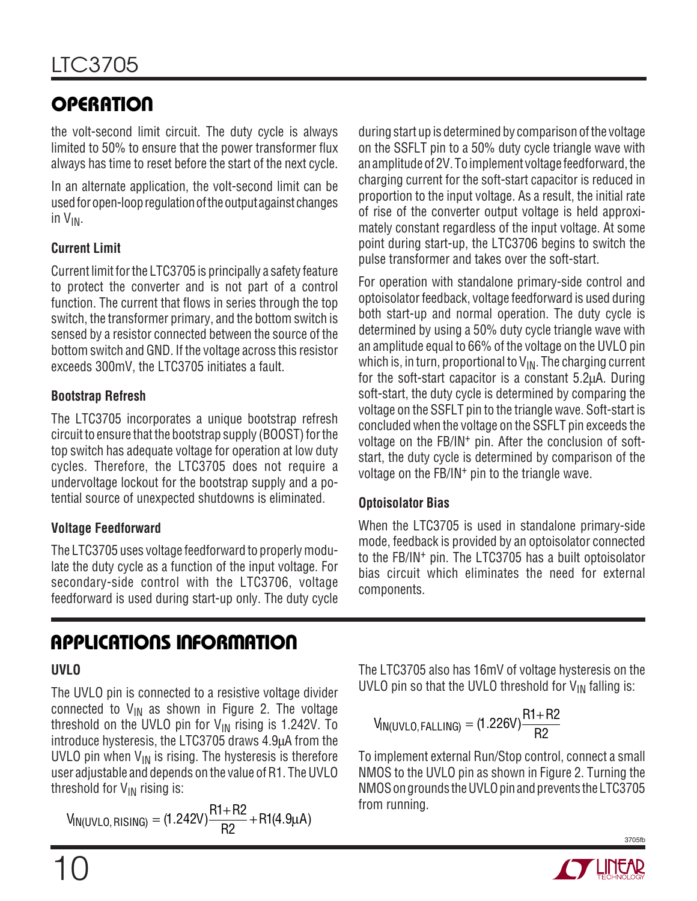## OPERATION

the volt-second limit circuit. The duty cycle is always limited to 50% to ensure that the power transformer flux always has time to reset before the start of the next cycle.

In an alternate application, the volt-second limit can be used for open-loop regulation of the output against changes in $V_{IN}$.

### Current Limit

Current limit for the LTC3705 is principally a safety feature to protect the converter and is not part of a control function. The current that flows in series through the top switch, the transformer primary, and the bottom switch is sensed by a resistor connected between the source of the bottom switch and GND. If the voltage across this resistor exceeds 300mV, the LTC3705 initiates a fault.

### Bootstrap Refresh

The LTC3705 incorporates a unique bootstrap refresh circuit to ensure that the bootstrap supply (BOOST) for the top switch has adequate voltage for operation at low duty cycles. Therefore, the LTC3705 does not require a undervoltage lockout for the bootstrap supply and a potential source of unexpected shutdowns is eliminated.

### Voltage Feedforward

The LTC3705 uses voltage feedforward to properly modulate the duty cycle as a function of the input voltage. For secondary-side control with the LTC3706, voltage feedforward is used during start-up only. The duty cycle during start up is determined by comparison of the voltage on the SSFLT pin to a 50% duty cycle triangle wave with an amplitude of 2V. To implement voltage feedforward, the charging current for the soft-start capacitor is reduced in proportion to the input voltage. As a result, the initial rate of rise of the converter output voltage is held approximately constant regardless of the input voltage. At some point during start-up, the LTC3706 begins to switch the pulse transformer and takes over the soft-start.

For operation with standalone primary-side control and optoisolator feedback, voltage feedforward is used during both start-up and normal operation. The duty cycle is determined by using a 50% duty cycle triangle wave with an amplitude equal to 66% of the voltage on the UVLO pin which is, in turn, proportional to $V_{IN}$. The charging current for the soft-start capacitor is a constant 5.2μA. During soft-start, the duty cycle is determined by comparing the voltage on the SSFLT pin to the triangle wave. Soft-start is concluded when the voltage on the SSFLT pin exceeds the voltage on the FB/$IN^+$ pin. After the conclusion of soft-start, the duty cycle is determined by comparison of the voltage on the FB/$IN^+$ pin to the triangle wave.

### Optoisolator Bias

When the LTC3705 is used in standalone primary-side mode, feedback is provided by an optoisolator connected to the FB/$IN^+$ pin. The LTC3705 has a built optoisolator bias circuit which eliminates the need for external components.

## APPLICATIONS INFORMATION

### UVLO

The UVLO pin is connected to a resistive voltage divider connected to $V_{IN}$ as shown in Figure 2. The voltage threshold on the UVLO pin for $V_{IN}$ rising is 1.242V. To introduce hysteresis, the LTC3705 draws 4.9μA from the UVLO pin when $V_{IN}$ is rising. The hysteresis is therefore user adjustable and depends on the value of R1. The UVLO threshold for $V_{IN}$ rising is:

$$V_{IN(UVLO,\,RISING)} = (1.242V)\frac{R1+R2}{R2} + R1(4.9\mu A)$$

The LTC3705 also has 16mV of voltage hysteresis on the UVLO pin so that the UVLO threshold for $V_{IN}$ falling is:

$$V_{IN(UVLO,\,FALLING)} = (1.226V)\frac{R1+R2}{R2}$$

To implement external Run/Stop control, connect a small NMOS to the UVLO pin as shown in Figure 2. Turning the NMOS on grounds the UVLO pin and prevents the LTC3705 from running.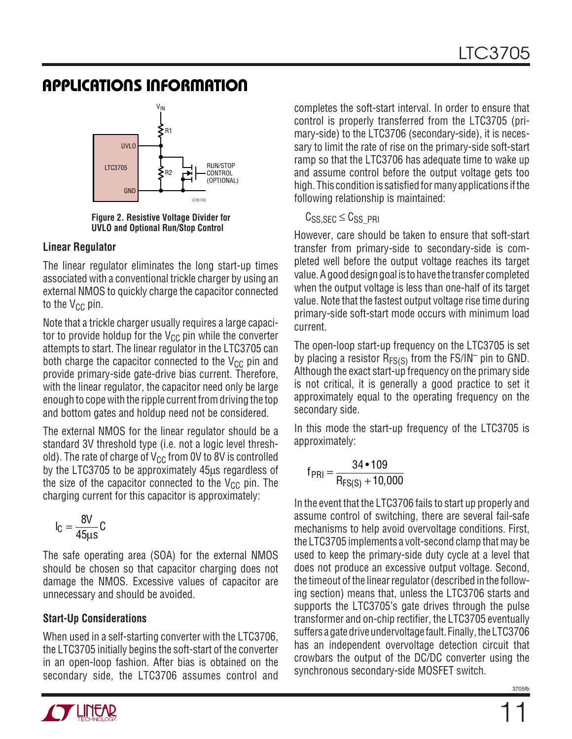## APPLICATIONS INFORMATION

Figure 2. Resistive Voltage Divider for UVLO and Optional Run/Stop Control

### Linear Regulator

The linear regulator eliminates the long start-up times associated with a conventional trickle charger by using an external NMOS to quickly charge the capacitor connected to the $V_{CC}$ pin.

Note that a trickle charger usually requires a large capacitor to provide holdup for the $V_{CC}$ pin while the converter attempts to start. The linear regulator in the LTC3705 can both charge the capacitor connected to the $V_{CC}$ pin and provide primary-side gate-drive bias current. Therefore, with the linear regulator, the capacitor need only be large enough to cope with the ripple current from driving the top and bottom gates and holdup need not be considered.

The external NMOS for the linear regulator should be a standard 3V threshold type (i.e. not a logic level threshold). The rate of charge of $V_{CC}$ from 0V to 8V is controlled by the LTC3705 to be approximately 45µs regardless of the size of the capacitor connected to the $V_{CC}$ pin. The charging current for this capacitor is approximately:

$$I_C = \frac{8V}{45\mu s} C$$

The safe operating area (SOA) for the external NMOS should be chosen so that capacitor charging does not damage the NMOS. Excessive values of capacitor are unnecessary and should be avoided.

### Start-Up Considerations

When used in a self-starting converter with the LTC3706, the LTC3705 initially begins the soft-start of the converter in an open-loop fashion. After bias is obtained on the secondary side, the LTC3706 assumes control and completes the soft-start interval. In order to ensure that control is properly transferred from the LTC3705 (primary-side) to the LTC3706 (secondary-side), it is necessary to limit the rate of rise on the primary-side soft-start ramp so that the LTC3706 has adequate time to wake up and assume control before the output voltage gets too high. This condition is satisfied for many applications if the following relationship is maintained:

$$C_{SS,SEC} \le C_{SS\_PRI}$$

However, care should be taken to ensure that soft-start transfer from primary-side to secondary-side is completed well before the output voltage reaches its target value. A good design goal is to have the transfer completed when the output voltage is less than one-half of its target value. Note that the fastest output voltage rise time during primary-side soft-start mode occurs with minimum load current.

The open-loop start-up frequency on the LTC3705 is set by placing a resistor $R_{FS(S)}$ from the FS/IN$^-$ pin to GND. Although the exact start-up frequency on the primary side is not critical, it is generally a good practice to set it approximately equal to the operating frequency on the secondary side.

In this mode the start-up frequency of the LTC3705 is approximately:

$$f_{PRI} = \frac{34 \bullet 109}{R_{FS(S)} + 10,000}$$

In the event that the LTC3706 fails to start up properly and assume control of switching, there are several fail-safe mechanisms to help avoid overvoltage conditions. First, the LTC3705 implements a volt-second clamp that may be used to keep the primary-side duty cycle at a level that does not produce an excessive output voltage. Second, the timeout of the linear regulator (described in the following section) means that, unless the LTC3706 starts and supports the LTC3705's gate drives through the pulse transformer and on-chip rectifier, the LTC3705 eventually suffers a gate drive undervoltage fault. Finally, the LTC3706 has an independent overvoltage detection circuit that crowbars the output of the DC/DC converter using the synchronous secondary-side MOSFET switch.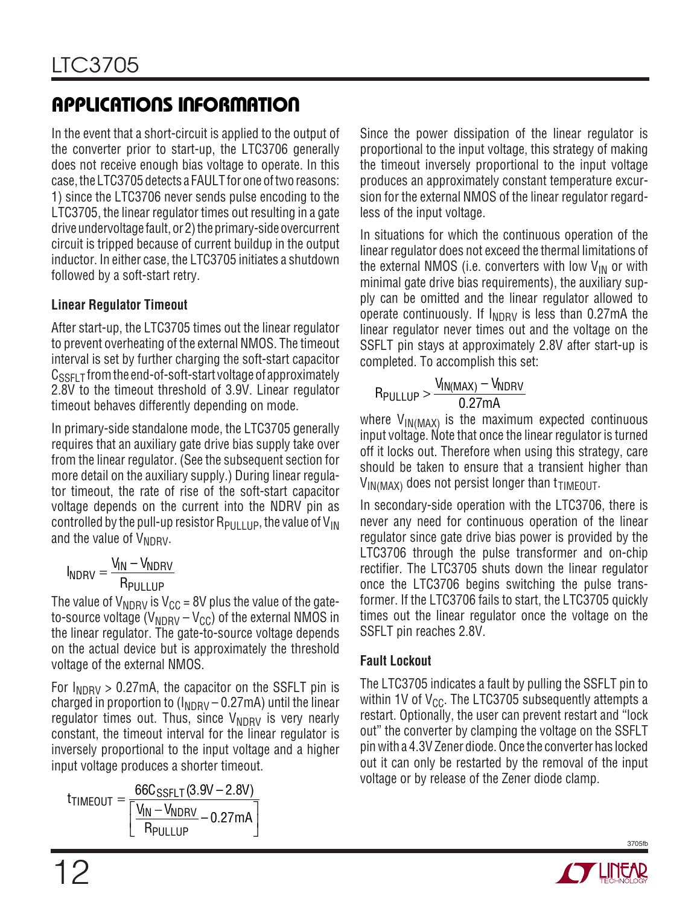## APPLICATIONS INFORMATION

In the event that a short-circuit is applied to the output of the converter prior to start-up, the LTC3706 generally does not receive enough bias voltage to operate. In this case, the LTC3705 detects a FAULT for one of two reasons: 1) since the LTC3706 never sends pulse encoding to the LTC3705, the linear regulator times out resulting in a gate drive undervoltage fault, or 2) the primary-side overcurrent circuit is tripped because of current buildup in the output inductor. In either case, the LTC3705 initiates a shutdown followed by a soft-start retry.

### Linear Regulator Timeout

After start-up, the LTC3705 times out the linear regulator to prevent overheating of the external NMOS. The timeout interval is set by further charging the soft-start capacitor $C_{SSFLT}$ from the end-of-soft-start voltage of approximately 2.8V to the timeout threshold of 3.9V. Linear regulator timeout behaves differently depending on mode.

In primary-side standalone mode, the LTC3705 generally requires that an auxiliary gate drive bias supply take over from the linear regulator. (See the subsequent section for more detail on the auxiliary supply.) During linear regulator timeout, the rate of rise of the soft-start capacitor voltage depends on the current into the NDRV pin as controlled by the pull-up resistor $R_{PULLUP}$, the value of $V_{IN}$ and the value of $V_{NDRV}$.

$$I_{NDRV} = \frac{V_{IN} - V_{NDRV}}{R_{PULLUP}}$$

The value of $V_{NDRV}$ is $V_{CC}$ = 8V plus the value of the gate-to-source voltage ($V_{NDRV} - V_{CC}$) of the external NMOS in the linear regulator. The gate-to-source voltage depends on the actual device but is approximately the threshold voltage of the external NMOS.

For $I_{NDRV}$ > 0.27mA, the capacitor on the SSFLT pin is charged in proportion to ($I_{NDRV}$ – 0.27mA) until the linear regulator times out. Thus, since $V_{NDRV}$ is very nearly constant, the timeout interval for the linear regulator is inversely proportional to the input voltage and a higher input voltage produces a shorter timeout.

$$t_{TIMEOUT} = \frac{66C_{SSFLT}(3.9V - 2.8V)}{\left[\dfrac{V_{IN} - V_{NDRV}}{R_{PULLUP}} - 0.27mA\right]}$$

Since the power dissipation of the linear regulator is proportional to the input voltage, this strategy of making the timeout inversely proportional to the input voltage produces an approximately constant temperature excursion for the external NMOS of the linear regulator regardless of the input voltage.

In situations for which the continuous operation of the linear regulator does not exceed the thermal limitations of the external NMOS (i.e. converters with low $V_{IN}$ or with minimal gate drive bias requirements), the auxiliary supply can be omitted and the linear regulator allowed to operate continuously. If $I_{NDRV}$ is less than 0.27mA the linear regulator never times out and the voltage on the SSFLT pin stays at approximately 2.8V after start-up is completed. To accomplish this set:

$$R_{PULLUP} > \frac{V_{IN(MAX)} - V_{NDRV}}{0.27mA}$$

where $V_{IN(MAX)}$ is the maximum expected continuous input voltage. Note that once the linear regulator is turned off it locks out. Therefore when using this strategy, care should be taken to ensure that a transient higher than $V_{IN(MAX)}$ does not persist longer than $t_{TIMEOUT}$.

In secondary-side operation with the LTC3706, there is never any need for continuous operation of the linear regulator since gate drive bias power is provided by the LTC3706 through the pulse transformer and on-chip rectifier. The LTC3705 shuts down the linear regulator once the LTC3706 begins switching the pulse transformer. If the LTC3706 fails to start, the LTC3705 quickly times out the linear regulator once the voltage on the SSFLT pin reaches 2.8V.

### Fault Lockout

The LTC3705 indicates a fault by pulling the SSFLT pin to within 1V of $V_{CC}$. The LTC3705 subsequently attempts a restart. Optionally, the user can prevent restart and "lock out" the converter by clamping the voltage on the SSFLT pin with a 4.3V Zener diode. Once the converter has locked out it can only be restarted by the removal of the input voltage or by release of the Zener diode clamp.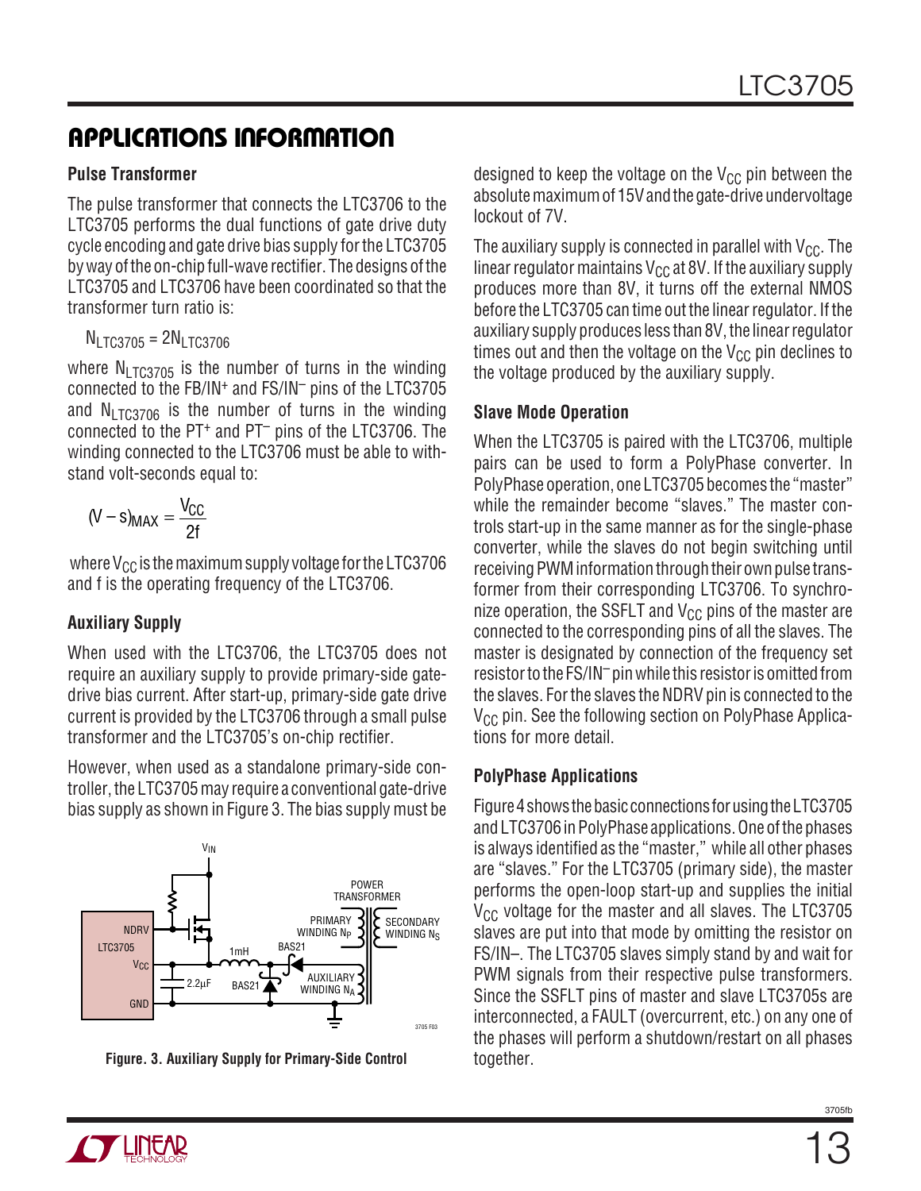## APPLICATIONS INFORMATION

### Pulse Transformer

The pulse transformer that connects the LTC3706 to the LTC3705 performs the dual functions of gate drive duty cycle encoding and gate drive bias supply for the LTC3705 by way of the on-chip full-wave rectifier. The designs of the LTC3705 and LTC3706 have been coordinated so that the transformer turn ratio is:

$$N_{LTC3705} = 2N_{LTC3706}$$

where $N_{LTC3705}$ is the number of turns in the winding connected to the FB/IN+ and FS/IN– pins of the LTC3705 and $N_{LTC3706}$ is the number of turns in the winding connected to the PT+ and PT– pins of the LTC3706. The winding connected to the LTC3706 must be able to withstand volt-seconds equal to:

$$(V - s)_{MAX} = \frac{V_{CC}}{2f}$$

where $V_{CC}$ is the maximum supply voltage for the LTC3706 and f is the operating frequency of the LTC3706.

### Auxiliary Supply

When used with the LTC3706, the LTC3705 does not require an auxiliary supply to provide primary-side gate-drive bias current. After start-up, primary-side gate drive current is provided by the LTC3706 through a small pulse transformer and the LTC3705's on-chip rectifier.

However, when used as a standalone primary-side controller, the LTC3705 may require a conventional gate-drive bias supply as shown in Figure 3. The bias supply must be designed to keep the voltage on the $V_{CC}$ pin between the absolute maximum of 15V and the gate-drive undervoltage lockout of 7V.

The auxiliary supply is connected in parallel with $V_{CC}$. The linear regulator maintains $V_{CC}$ at 8V. If the auxiliary supply produces more than 8V, it turns off the external NMOS before the LTC3705 can time out the linear regulator. If the auxiliary supply produces less than 8V, the linear regulator times out and then the voltage on the $V_{CC}$ pin declines to the voltage produced by the auxiliary supply.

Figure. 3. Auxiliary Supply for Primary-Side Control

### Slave Mode Operation

When the LTC3705 is paired with the LTC3706, multiple pairs can be used to form a PolyPhase converter. In PolyPhase operation, one LTC3705 becomes the "master" while the remainder become "slaves." The master controls start-up in the same manner as for the single-phase converter, while the slaves do not begin switching until receiving PWM information through their own pulse transformer from their corresponding LTC3706. To synchronize operation, the SSFLT and $V_{CC}$ pins of the master are connected to the corresponding pins of all the slaves. The master is designated by connection of the frequency set resistor to the FS/IN– pin while this resistor is omitted from the slaves. For the slaves the NDRV pin is connected to the $V_{CC}$ pin. See the following section on PolyPhase Applications for more detail.

### PolyPhase Applications

Figure 4 shows the basic connections for using the LTC3705 and LTC3706 in PolyPhase applications. One of the phases is always identified as the "master," while all other phases are "slaves." For the LTC3705 (primary side), the master performs the open-loop start-up and supplies the initial $V_{CC}$ voltage for the master and all slaves. The LTC3705 slaves are put into that mode by omitting the resistor on FS/IN–. The LTC3705 slaves simply stand by and wait for PWM signals from their respective pulse transformers. Since the SSFLT pins of master and slave LTC3705s are interconnected, a FAULT (overcurrent, etc.) on any one of the phases will perform a shutdown/restart on all phases together.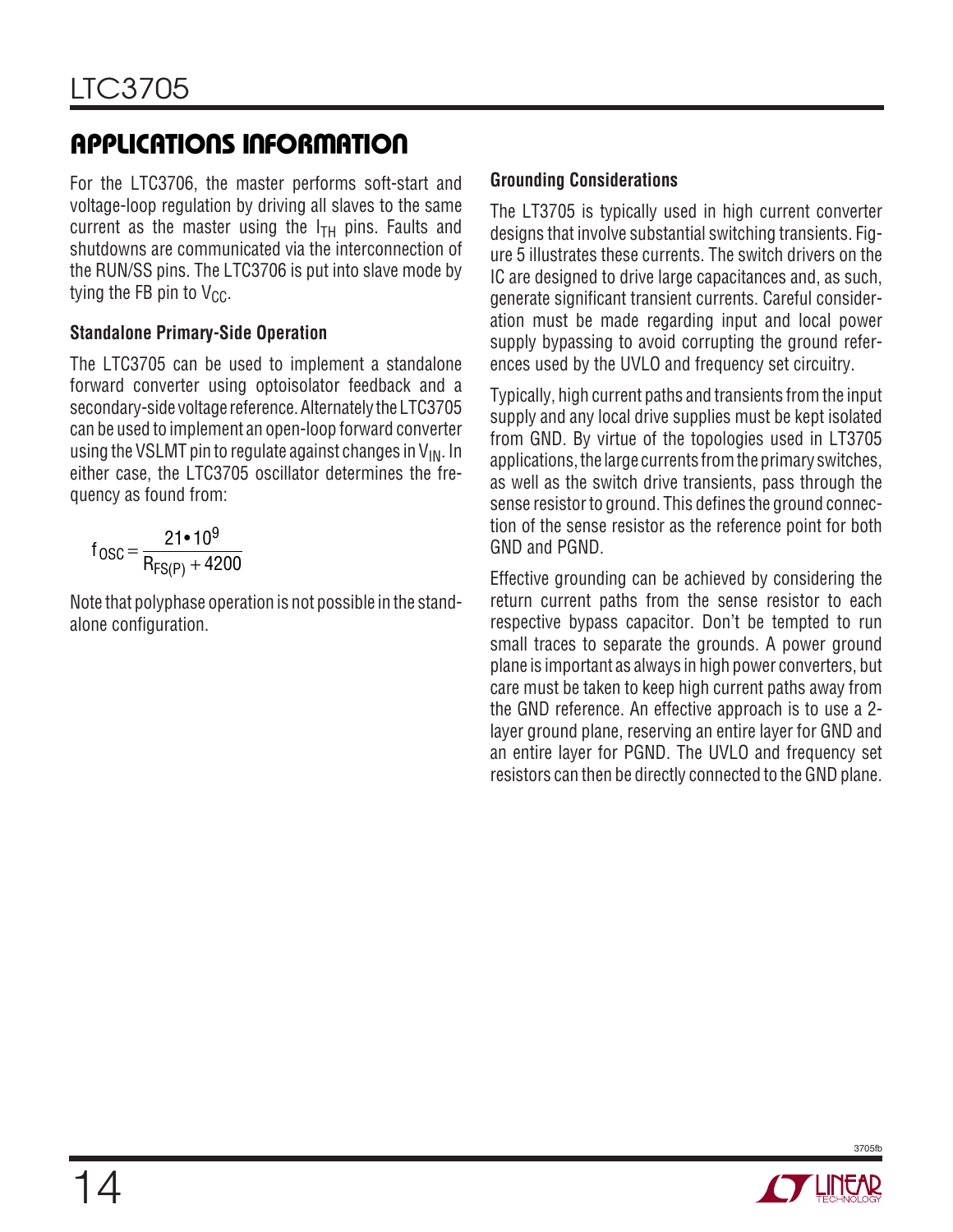## APPLICATIONS INFORMATION

For the LTC3706, the master performs soft-start and voltage-loop regulation by driving all slaves to the same current as the master using the $I_{TH}$ pins. Faults and shutdowns are communicated via the interconnection of the RUN/SS pins. The LTC3706 is put into slave mode by tying the FB pin to $V_{CC}$.

### Standalone Primary-Side Operation

The LTC3705 can be used to implement a standalone forward converter using optoisolator feedback and a secondary-side voltage reference. Alternately the LTC3705 can be used to implement an open-loop forward converter using the VSLMT pin to regulate against changes in $V_{IN}$. In either case, the LTC3705 oscillator determines the frequency as found from:

$$f_{OSC} = \frac{21 \bullet 10^9}{R_{FS(P)} + 4200}$$

Note that polyphase operation is not possible in the standalone configuration.

### Grounding Considerations

The LT3705 is typically used in high current converter designs that involve substantial switching transients. Figure 5 illustrates these currents. The switch drivers on the IC are designed to drive large capacitances and, as such, generate significant transient currents. Careful consideration must be made regarding input and local power supply bypassing to avoid corrupting the ground references used by the UVLO and frequency set circuitry.

Typically, high current paths and transients from the input supply and any local drive supplies must be kept isolated from GND. By virtue of the topologies used in LT3705 applications, the large currents from the primary switches, as well as the switch drive transients, pass through the sense resistor to ground. This defines the ground connection of the sense resistor as the reference point for both GND and PGND.

Effective grounding can be achieved by considering the return current paths from the sense resistor to each respective bypass capacitor. Don't be tempted to run small traces to separate the grounds. A power ground plane is important as always in high power converters, but care must be taken to keep high current paths away from the GND reference. An effective approach is to use a 2-layer ground plane, reserving an entire layer for GND and an entire layer for PGND. The UVLO and frequency set resistors can then be directly connected to the GND plane.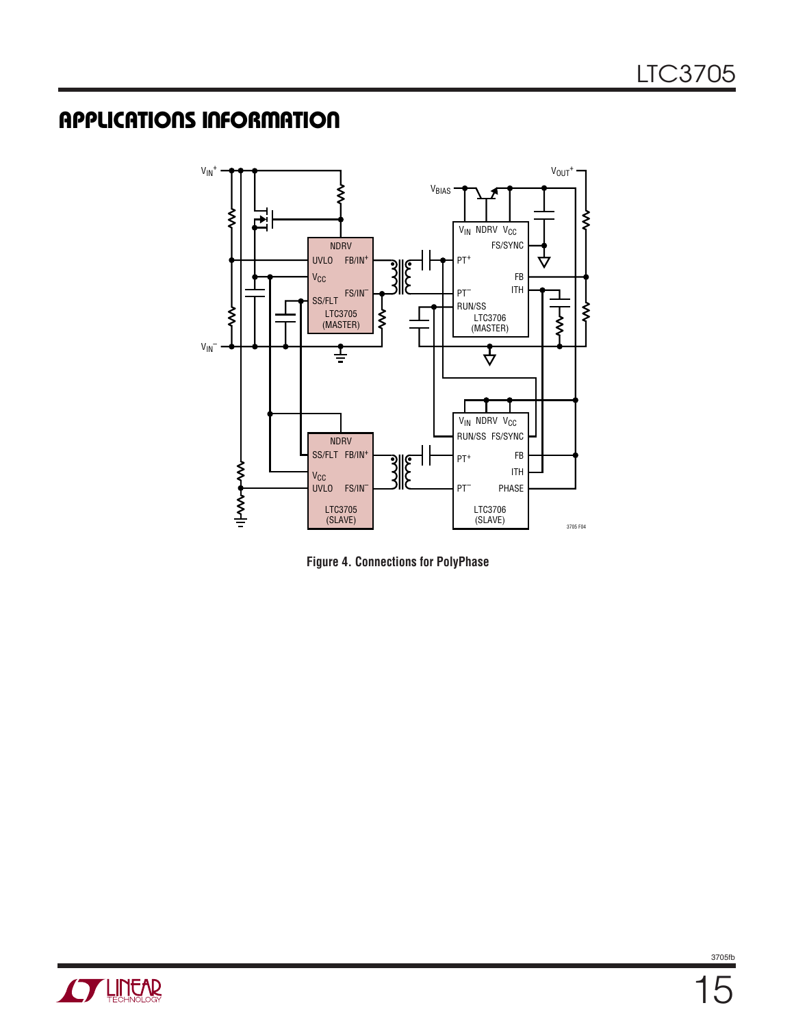## APPLICATIONS INFORMATION

Figure 4. Connections for PolyPhase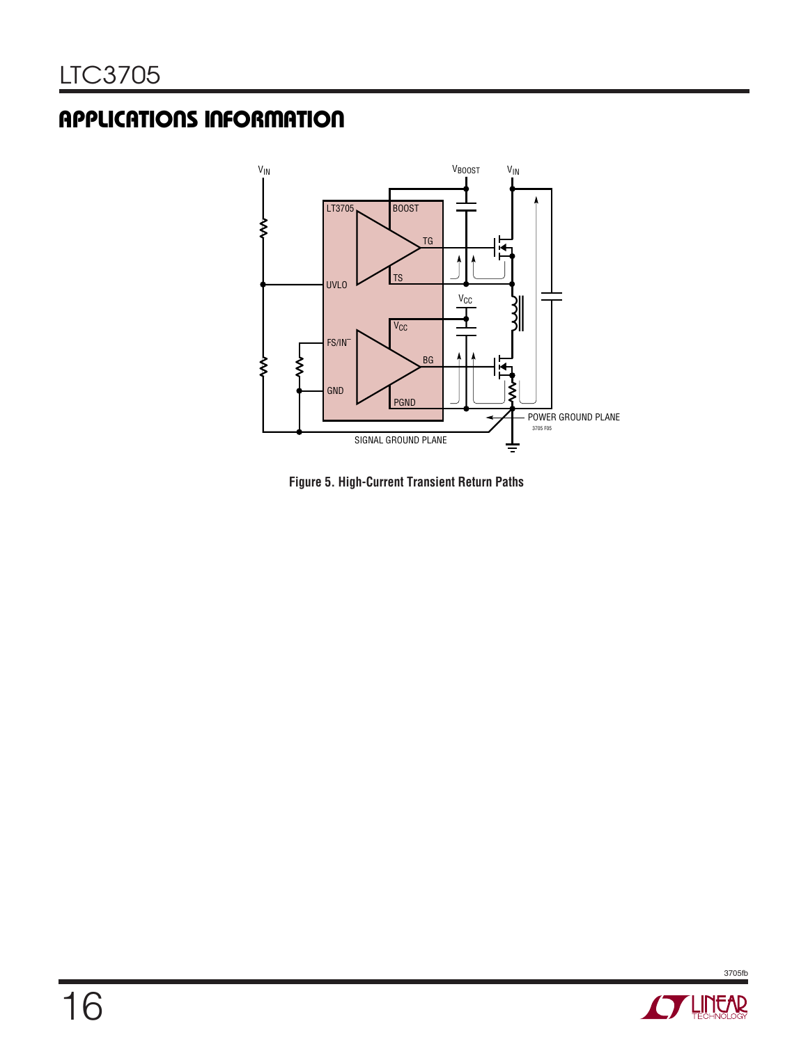## APPLICATIONS INFORMATION

Figure 5. High-Current Transient Return Paths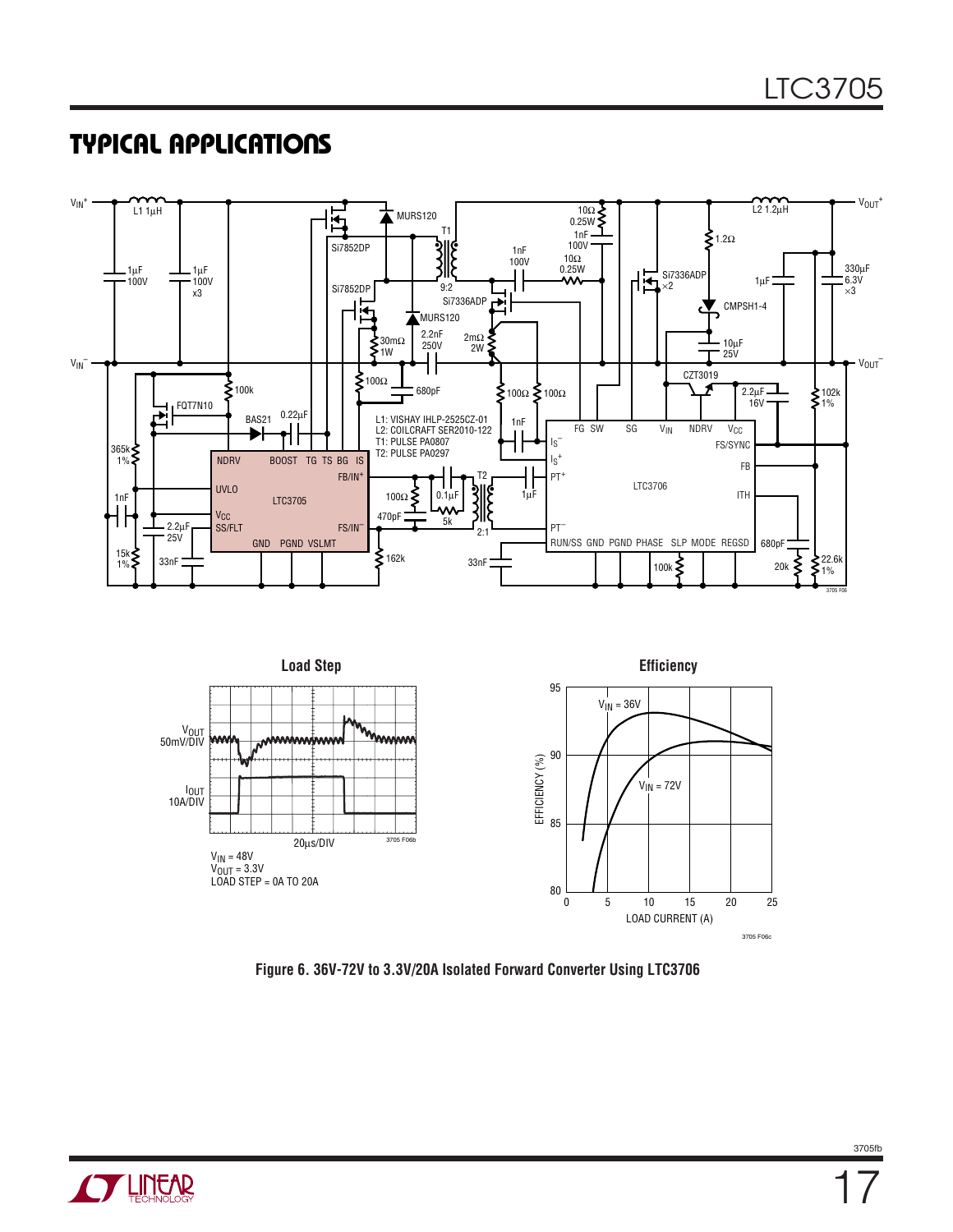## TYPICAL APPLICATIONS

L1: VISHAY IHLP-2525CZ-01
L2: COILCRAFT SER2010-122
T1: PULSE PA0807
T2: PULSE PA0297

**Load Step**

$V_{IN}$ = 48V
$V_{OUT}$ = 3.3V
LOAD STEP = 0A TO 20A

**Efficiency**

Figure 6. 36V-72V to 3.3V/20A Isolated Forward Converter Using LTC3706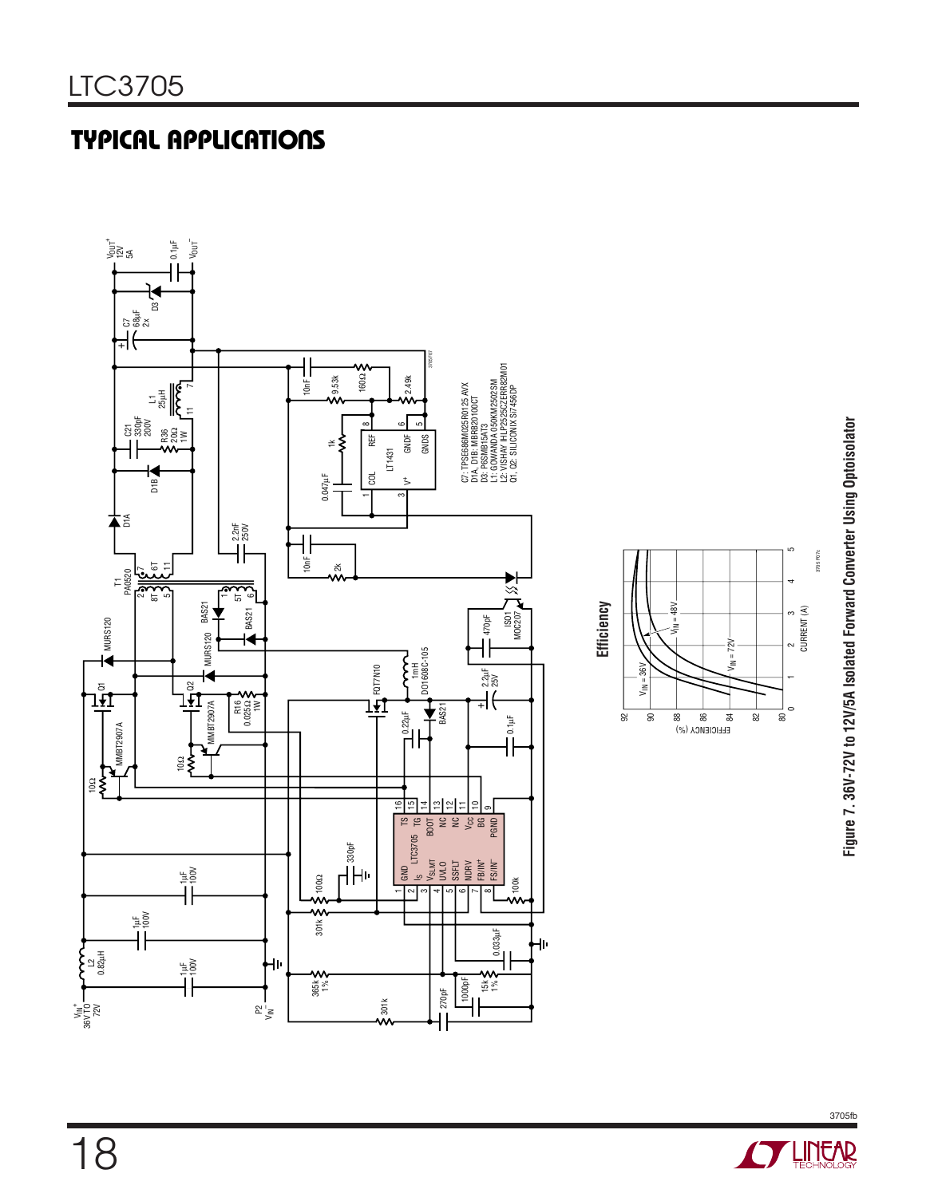## TYPICAL APPLICATIONS

C7: TPSE686M025R0125 AVX
D1A, D1B: MBRB20100CT
D3: P6SMB15AT3
L1: GOWANDA 050KM2502SM
L2: VISHAY IHLP2525CZERR82M01
Q1, Q2: SILICONIX Si7456DP

**Efficiency**

Figure 7. 36V-72V to 12V/5A Isolated Forward Converter Using Optoisolator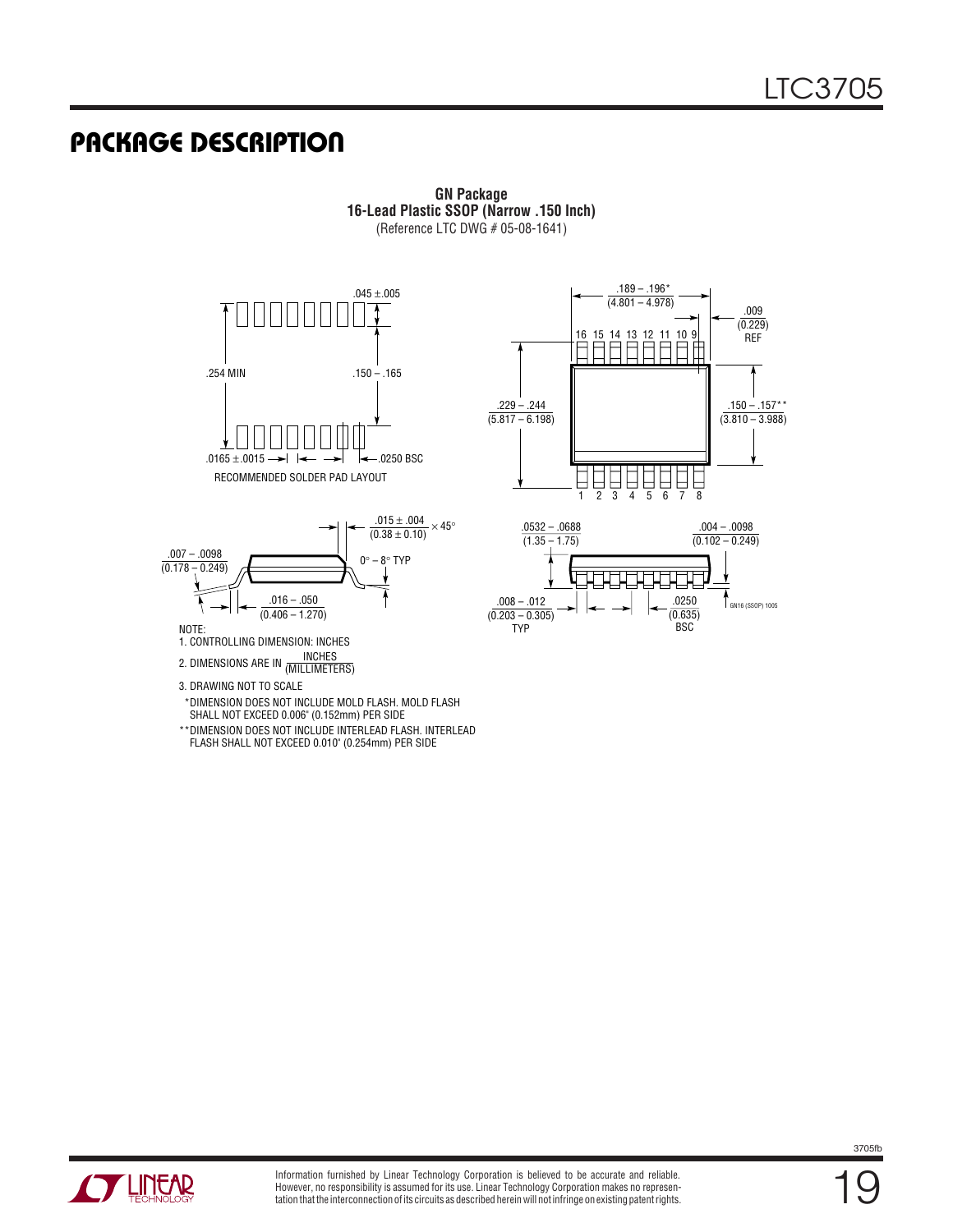# PACKAGE DESCRIPTION

**GN Package**
**16-Lead Plastic SSOP (Narrow .150 Inch)**
(Reference LTC DWG # 05-08-1641)

.045 ±.005

.254 MIN

.150 – .165

.0165 ±.0015

.0250 BSC

RECOMMENDED SOLDER PAD LAYOUT

.189 – .196*
(4.801 – 4.978)

.009
(0.229)
REF

16 15 14 13 12 11 10 9

.229 – .244
(5.817 – 6.198)

.150 – .157**
(3.810 – 3.988)

1 2 3 4 5 6 7 8

.015 ± .004
(0.38 ± 0.10) × 45°

.007 – .0098
(0.178 – 0.249)

0° – 8° TYP

.016 – .050
(0.406 – 1.270)

.0532 – .0688
(1.35 – 1.75)

.004 – .0098
(0.102 – 0.249)

.008 – .012
(0.203 – 0.305)
TYP

.0250
(0.635)
BSC

GN16 (SSOP) 1005

NOTE:

1. CONTROLLING DIMENSION: INCHES
2. DIMENSIONS ARE IN INCHES/(MILLIMETERS)
3. DRAWING NOT TO SCALE

*DIMENSION DOES NOT INCLUDE MOLD FLASH. MOLD FLASH SHALL NOT EXCEED 0.006" (0.152mm) PER SIDE

**DIMENSION DOES NOT INCLUDE INTERLEAD FLASH. INTERLEAD FLASH SHALL NOT EXCEED 0.010" (0.254mm) PER SIDE

Information furnished by Linear Technology Corporation is believed to be accurate and reliable. However, no responsibility is assumed for its use. Linear Technology Corporation makes no representation that the interconnection of its circuits as described herein will not infringe on existing patent rights.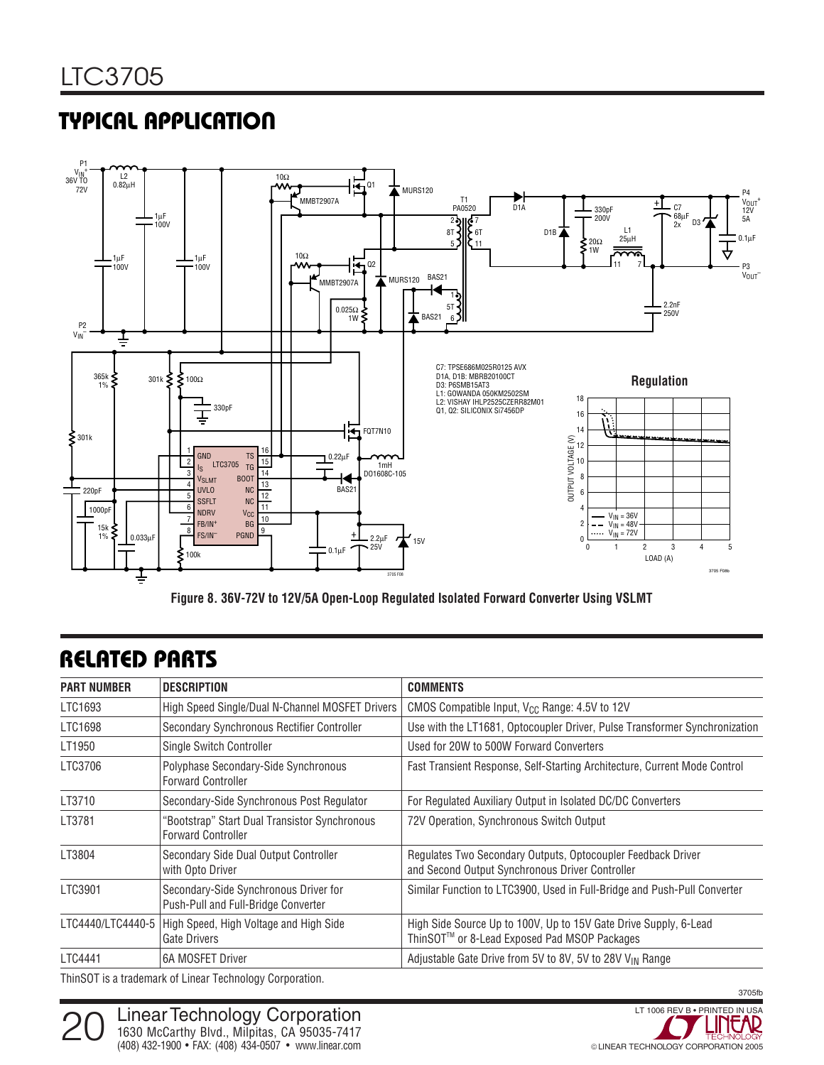## TYPICAL APPLICATION

C7: TPSE686M025R0125 AVX
D1A, D1B: MBRB20100CT
D3: P6SMB15AT3
L1: GOWANDA 050KM2502SM
L2: VISHAY IHLP2525CZERR82M01
Q1, Q2: SILICONIX Si7456DP

Regulation

OUTPUT VOLTAGE (V)

LOAD (A)

$V_{IN}$ = 36V
$V_{IN}$ = 48V
$V_{IN}$ = 72V

**Figure 8. 36V-72V to 12V/5A Open-Loop Regulated Isolated Forward Converter Using VSLMT**

## RELATED PARTS

| PART NUMBER | DESCRIPTION | COMMENTS |
|---|---|---|
| LTC1693 | High Speed Single/Dual N-Channel MOSFET Drivers | CMOS Compatible Input, $V_{CC}$ Range: 4.5V to 12V |
| LTC1698 | Secondary Synchronous Rectifier Controller | Use with the LT1681, Optocoupler Driver, Pulse Transformer Synchronization |
| LT1950 | Single Switch Controller | Used for 20W to 500W Forward Converters |
| LTC3706 | Polyphase Secondary-Side Synchronous Forward Controller | Fast Transient Response, Self-Starting Architecture, Current Mode Control |
| LT3710 | Secondary-Side Synchronous Post Regulator | For Regulated Auxiliary Output in Isolated DC/DC Converters |
| LT3781 | "Bootstrap" Start Dual Transistor Synchronous Forward Controller | 72V Operation, Synchronous Switch Output |
| LT3804 | Secondary Side Dual Output Controller with Opto Driver | Regulates Two Secondary Outputs, Optocoupler Feedback Driver and Second Output Synchronous Driver Controller |
| LTC3901 | Secondary-Side Synchronous Driver for Push-Pull and Full-Bridge Converter | Similar Function to LTC3900, Used in Full-Bridge and Push-Pull Converter |
| LTC4440/LTC4440-5 | High Speed, High Voltage and High Side Gate Drivers | High Side Source Up to 100V, Up to 15V Gate Drive Supply, 6-Lead ThinSOT™ or 8-Lead Exposed Pad MSOP Packages |
| LTC4441 | 6A MOSFET Driver | Adjustable Gate Drive from 5V to 8V, 5V to 28V $V_{IN}$ Range |

ThinSOT is a trademark of Linear Technology Corporation.

Linear Technology Corporation
1630 McCarthy Blvd., Milpitas, CA 95035-7417
(408) 432-1900 • FAX: (408) 434-0507 • www.linear.com

LT 1006 REV B • PRINTED IN USA
© LINEAR TECHNOLOGY CORPORATION 2005